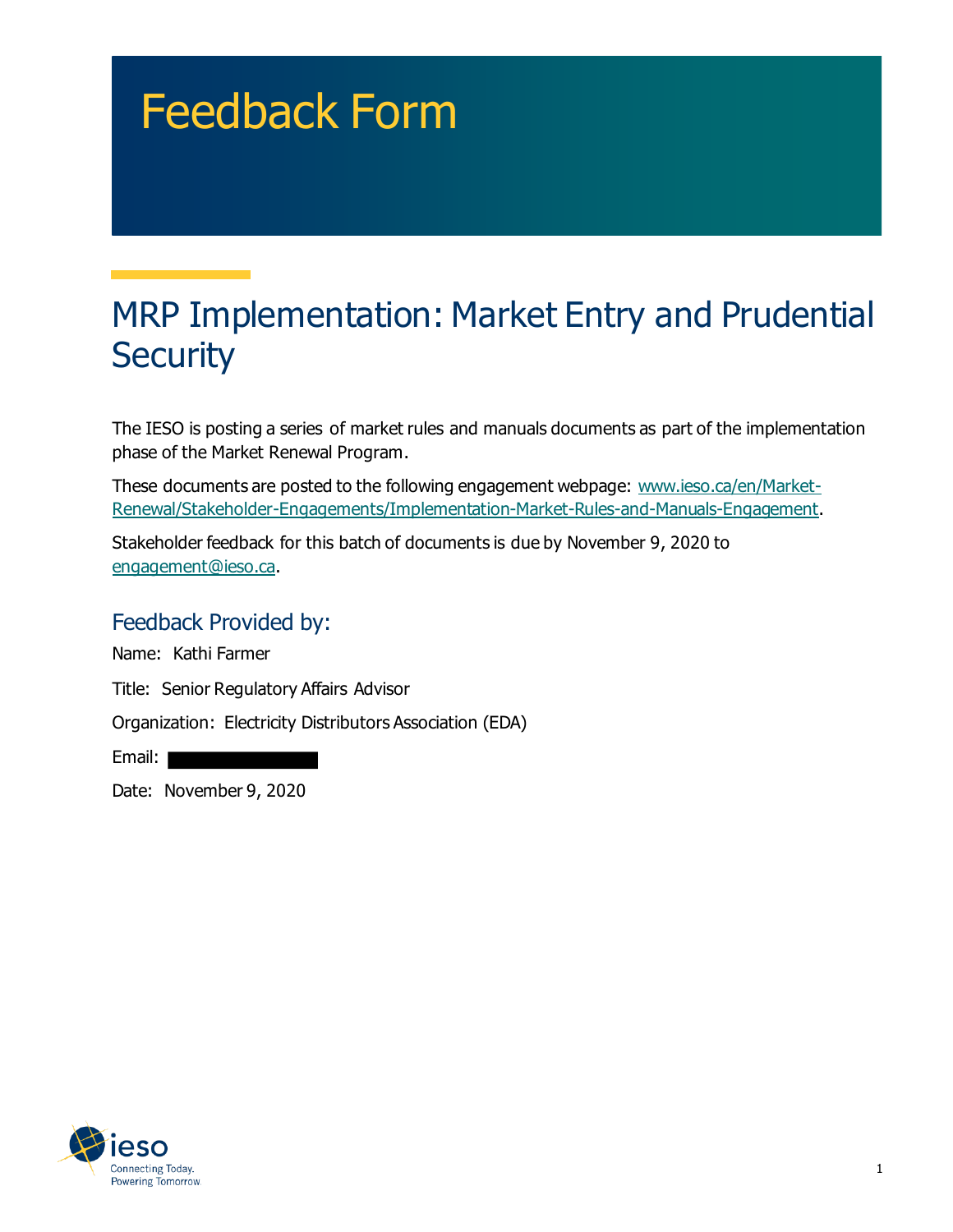# Feedback Form

## MRP Implementation: Market Entry and Prudential Security

The IESO is posting a series of market rules and manuals documents as part of the implementation phase of the Market Renewal Program.

These documents are posted to the following engagement webpage: [www.ieso.ca/en/Market-Renewal/Stakeholder-Engagements/Implementation-Market-Rules-and-Manuals-Engagement](http://www.ieso.ca/en/Market-Renewal/Stakeholder-Engagements/Implementation-Market-Rules-and-Manuals-Engagement).

Stakeholder feedback for this batch of documents is due by November 9, 2020 to [engagement@ieso.ca](mailto:engagement@ieso.ca).

### Feedback Provided by:

Name: Kathi Farmer

Title: Senior Regulatory Affairs Advisor

Organization: Electricity Distributors Association (EDA)

Email:

Date: November 9, 2020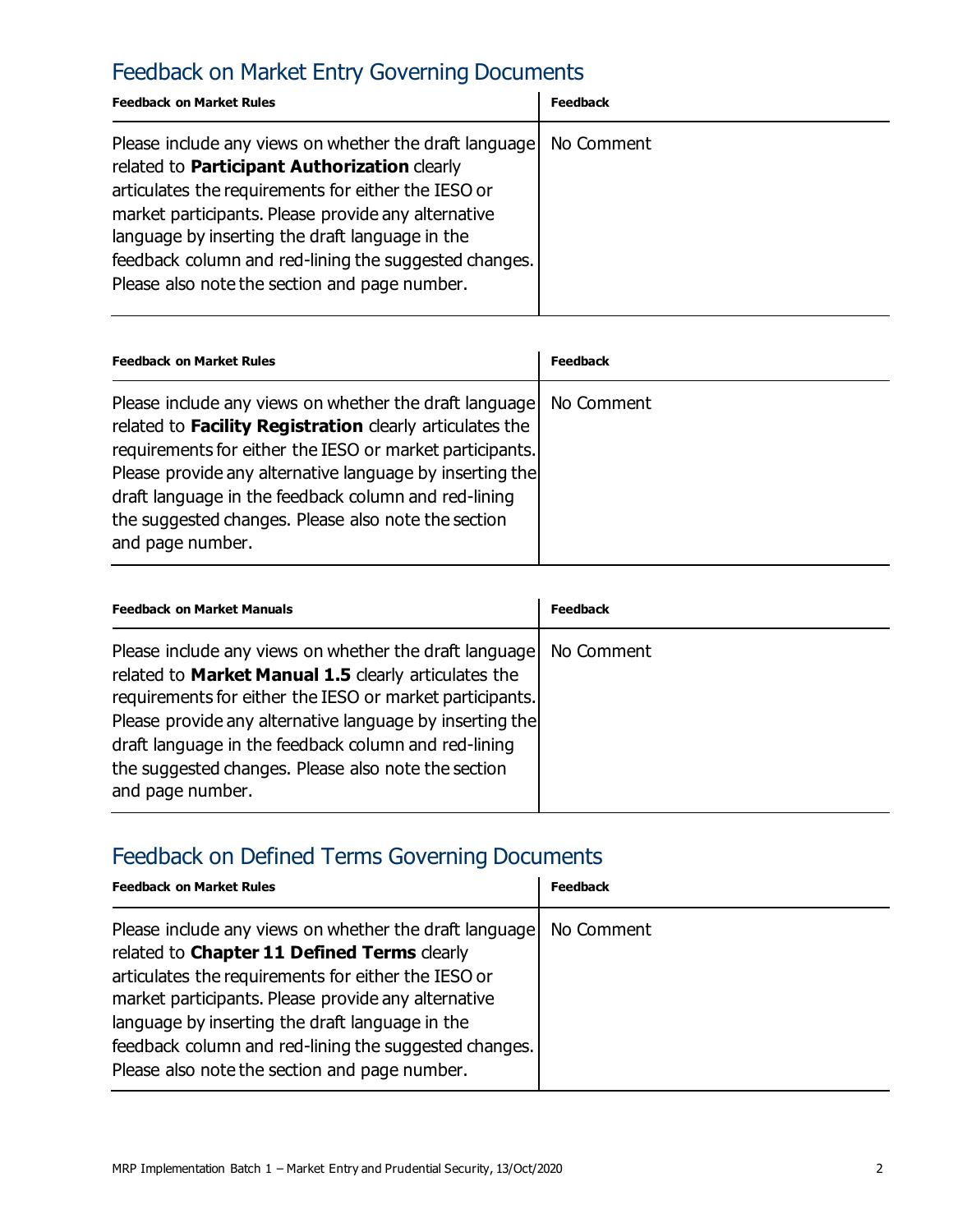## Feedback on Market Entry Governing Documents

| Feedback on Market Rules | Feedback |
|---|---|
| Please include any views on whether the draft language related to **Participant Authorization** clearly articulates the requirements for either the IESO or market participants. Please provide any alternative language by inserting the draft language in the feedback column and red-lining the suggested changes. Please also note the section and page number. | No Comment |

| Feedback on Market Rules | Feedback |
|---|---|
| Please include any views on whether the draft language related to **Facility Registration** clearly articulates the requirements for either the IESO or market participants. Please provide any alternative language by inserting the draft language in the feedback column and red-lining the suggested changes. Please also note the section and page number. | No Comment |

| Feedback on Market Manuals | Feedback |
|---|---|
| Please include any views on whether the draft language related to **Market Manual 1.5** clearly articulates the requirements for either the IESO or market participants. Please provide any alternative language by inserting the draft language in the feedback column and red-lining the suggested changes. Please also note the section and page number. | No Comment |

## Feedback on Defined Terms Governing Documents

| Feedback on Market Rules | Feedback |
|---|---|
| Please include any views on whether the draft language related to **Chapter 11 Defined Terms** clearly articulates the requirements for either the IESO or market participants. Please provide any alternative language by inserting the draft language in the feedback column and red-lining the suggested changes. Please also note the section and page number. | No Comment |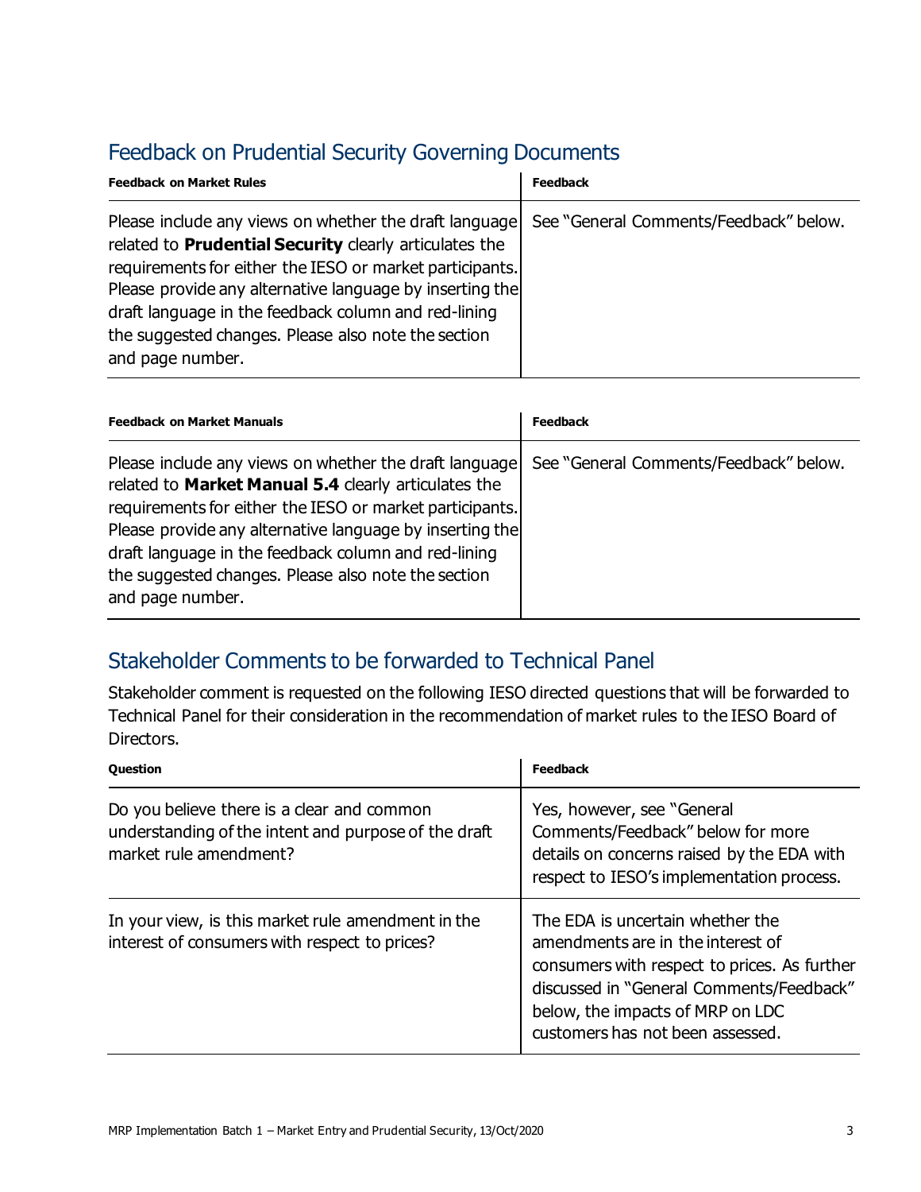## Feedback on Prudential Security Governing Documents

| Feedback on Market Rules | Feedback |
|---|---|
| Please include any views on whether the draft language related to **Prudential Security** clearly articulates the requirements for either the IESO or market participants. Please provide any alternative language by inserting the draft language in the feedback column and red-lining the suggested changes. Please also note the section and page number. | See "General Comments/Feedback" below. |

| Feedback on Market Manuals | Feedback |
|---|---|
| Please include any views on whether the draft language related to **Market Manual 5.4** clearly articulates the requirements for either the IESO or market participants. Please provide any alternative language by inserting the draft language in the feedback column and red-lining the suggested changes. Please also note the section and page number. | See "General Comments/Feedback" below. |

## Stakeholder Comments to be forwarded to Technical Panel

Stakeholder comment is requested on the following IESO directed questions that will be forwarded to Technical Panel for their consideration in the recommendation of market rules to the IESO Board of Directors.

| Question | Feedback |
|---|---|
| Do you believe there is a clear and common understanding of the intent and purpose of the draft market rule amendment? | Yes, however, see "General Comments/Feedback" below for more details on concerns raised by the EDA with respect to IESO's implementation process. |
| In your view, is this market rule amendment in the interest of consumers with respect to prices? | The EDA is uncertain whether the amendments are in the interest of consumers with respect to prices. As further discussed in "General Comments/Feedback" below, the impacts of MRP on LDC customers has not been assessed. |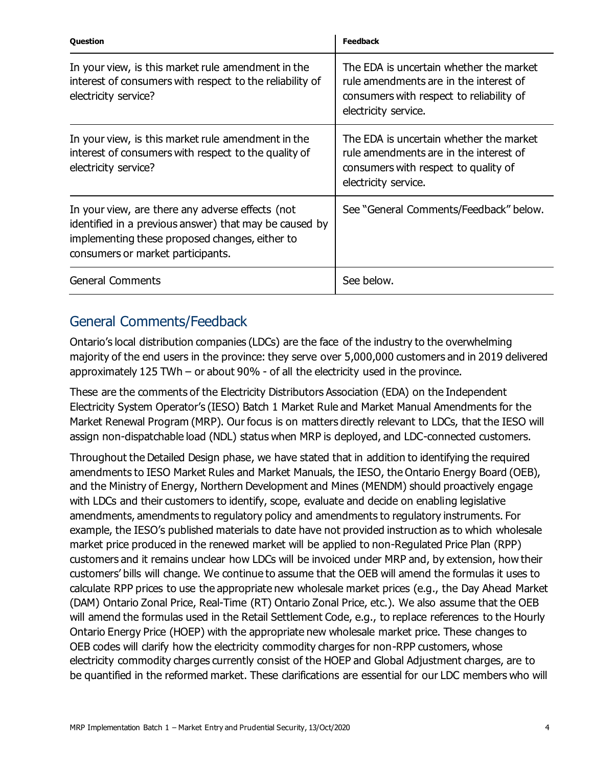| Question | Feedback |
| --- | --- |
| In your view, is this market rule amendment in the interest of consumers with respect to the reliability of electricity service? | The EDA is uncertain whether the market rule amendments are in the interest of consumers with respect to reliability of electricity service. |
| In your view, is this market rule amendment in the interest of consumers with respect to the quality of electricity service? | The EDA is uncertain whether the market rule amendments are in the interest of consumers with respect to quality of electricity service. |
| In your view, are there any adverse effects (not identified in a previous answer) that may be caused by implementing these proposed changes, either to consumers or market participants. | See "General Comments/Feedback" below. |
| General Comments | See below. |

## General Comments/Feedback

Ontario's local distribution companies (LDCs) are the face of the industry to the overwhelming majority of the end users in the province: they serve over 5,000,000 customers and in 2019 delivered approximately 125 TWh – or about 90% - of all the electricity used in the province.

These are the comments of the Electricity Distributors Association (EDA) on the Independent Electricity System Operator's (IESO) Batch 1 Market Rule and Market Manual Amendments for the Market Renewal Program (MRP). Our focus is on matters directly relevant to LDCs, that the IESO will assign non-dispatchable load (NDL) status when MRP is deployed, and LDC-connected customers.

Throughout the Detailed Design phase, we have stated that in addition to identifying the required amendments to IESO Market Rules and Market Manuals, the IESO, the Ontario Energy Board (OEB), and the Ministry of Energy, Northern Development and Mines (MENDM) should proactively engage with LDCs and their customers to identify, scope, evaluate and decide on enabling legislative amendments, amendments to regulatory policy and amendments to regulatory instruments. For example, the IESO's published materials to date have not provided instruction as to which wholesale market price produced in the renewed market will be applied to non-Regulated Price Plan (RPP) customers and it remains unclear how LDCs will be invoiced under MRP and, by extension, how their customers' bills will change. We continue to assume that the OEB will amend the formulas it uses to calculate RPP prices to use the appropriate new wholesale market prices (e.g., the Day Ahead Market (DAM) Ontario Zonal Price, Real-Time (RT) Ontario Zonal Price, etc.). We also assume that the OEB will amend the formulas used in the Retail Settlement Code, e.g., to replace references to the Hourly Ontario Energy Price (HOEP) with the appropriate new wholesale market price. These changes to OEB codes will clarify how the electricity commodity charges for non-RPP customers, whose electricity commodity charges currently consist of the HOEP and Global Adjustment charges, are to be quantified in the reformed market. These clarifications are essential for our LDC members who will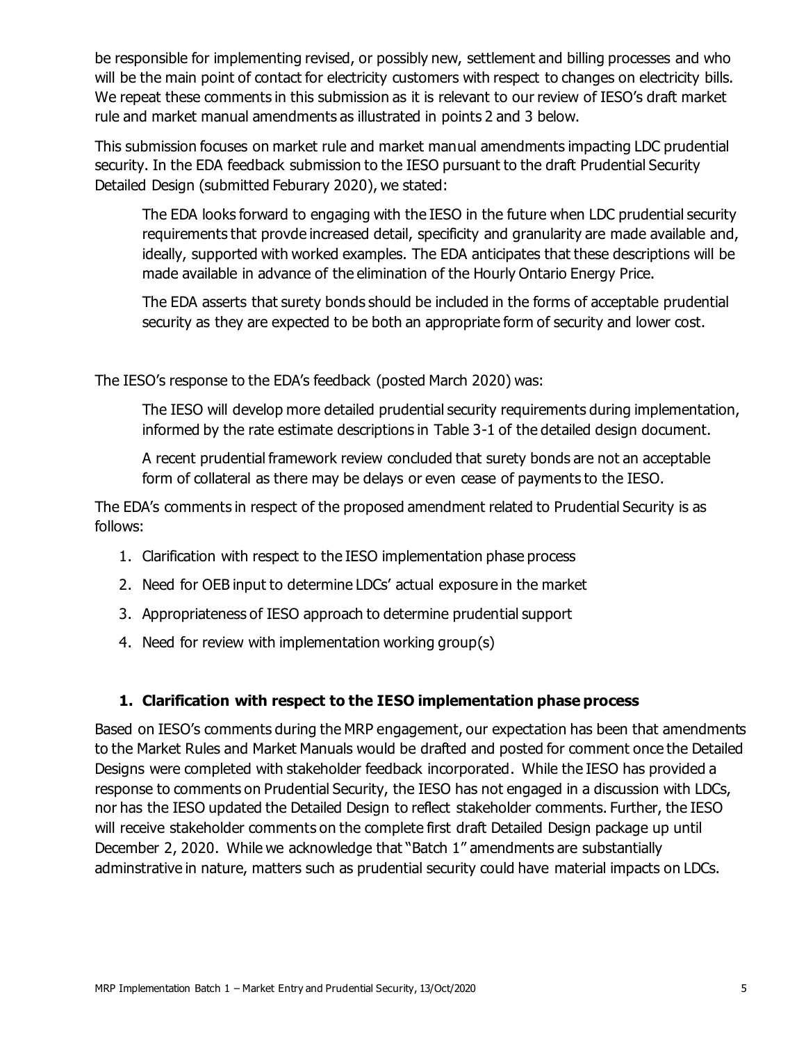be responsible for implementing revised, or possibly new, settlement and billing processes and who will be the main point of contact for electricity customers with respect to changes on electricity bills. We repeat these comments in this submission as it is relevant to our review of IESO's draft market rule and market manual amendments as illustrated in points 2 and 3 below.

This submission focuses on market rule and market manual amendments impacting LDC prudential security. In the EDA feedback submission to the IESO pursuant to the draft Prudential Security Detailed Design (submitted Feburary 2020), we stated:

> The EDA looks forward to engaging with the IESO in the future when LDC prudential security requirements that provde increased detail, specificity and granularity are made available and, ideally, supported with worked examples. The EDA anticipates that these descriptions will be made available in advance of the elimination of the Hourly Ontario Energy Price.
>
> The EDA asserts that surety bonds should be included in the forms of acceptable prudential security as they are expected to be both an appropriate form of security and lower cost.

The IESO's response to the EDA's feedback (posted March 2020) was:

> The IESO will develop more detailed prudential security requirements during implementation, informed by the rate estimate descriptions in Table 3-1 of the detailed design document.
>
> A recent prudential framework review concluded that surety bonds are not an acceptable form of collateral as there may be delays or even cease of payments to the IESO.

The EDA's comments in respect of the proposed amendment related to Prudential Security is as follows:

1. Clarification with respect to the IESO implementation phase process
2. Need for OEB input to determine LDCs' actual exposure in the market
3. Appropriateness of IESO approach to determine prudential support
4. Need for review with implementation working group(s)

### 1. Clarification with respect to the IESO implementation phase process

Based on IESO's comments during the MRP engagement, our expectation has been that amendments to the Market Rules and Market Manuals would be drafted and posted for comment once the Detailed Designs were completed with stakeholder feedback incorporated. While the IESO has provided a response to comments on Prudential Security, the IESO has not engaged in a discussion with LDCs, nor has the IESO updated the Detailed Design to reflect stakeholder comments. Further, the IESO will receive stakeholder comments on the complete first draft Detailed Design package up until December 2, 2020. While we acknowledge that "Batch 1" amendments are substantially adminstrative in nature, matters such as prudential security could have material impacts on LDCs.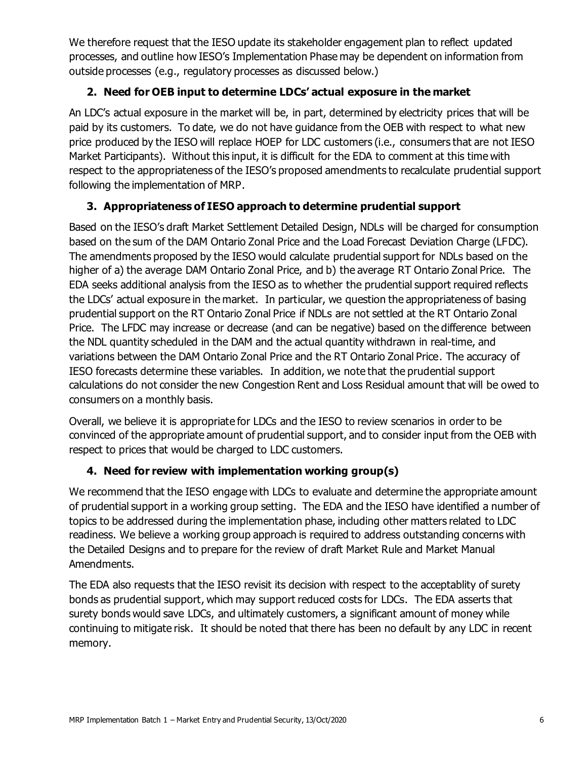We therefore request that the IESO update its stakeholder engagement plan to reflect updated processes, and outline how IESO's Implementation Phase may be dependent on information from outside processes (e.g., regulatory processes as discussed below.)

### 2. Need for OEB input to determine LDCs' actual exposure in the market

An LDC's actual exposure in the market will be, in part, determined by electricity prices that will be paid by its customers. To date, we do not have guidance from the OEB with respect to what new price produced by the IESO will replace HOEP for LDC customers (i.e., consumers that are not IESO Market Participants). Without this input, it is difficult for the EDA to comment at this time with respect to the appropriateness of the IESO's proposed amendments to recalculate prudential support following the implementation of MRP.

### 3. Appropriateness of IESO approach to determine prudential support

Based on the IESO's draft Market Settlement Detailed Design, NDLs will be charged for consumption based on the sum of the DAM Ontario Zonal Price and the Load Forecast Deviation Charge (LFDC). The amendments proposed by the IESO would calculate prudential support for NDLs based on the higher of a) the average DAM Ontario Zonal Price, and b) the average RT Ontario Zonal Price. The EDA seeks additional analysis from the IESO as to whether the prudential support required reflects the LDCs' actual exposure in the market. In particular, we question the appropriateness of basing prudential support on the RT Ontario Zonal Price if NDLs are not settled at the RT Ontario Zonal Price. The LFDC may increase or decrease (and can be negative) based on the difference between the NDL quantity scheduled in the DAM and the actual quantity withdrawn in real-time, and variations between the DAM Ontario Zonal Price and the RT Ontario Zonal Price. The accuracy of IESO forecasts determine these variables. In addition, we note that the prudential support calculations do not consider the new Congestion Rent and Loss Residual amount that will be owed to consumers on a monthly basis.

Overall, we believe it is appropriate for LDCs and the IESO to review scenarios in order to be convinced of the appropriate amount of prudential support, and to consider input from the OEB with respect to prices that would be charged to LDC customers.

### 4. Need for review with implementation working group(s)

We recommend that the IESO engage with LDCs to evaluate and determine the appropriate amount of prudential support in a working group setting. The EDA and the IESO have identified a number of topics to be addressed during the implementation phase, including other matters related to LDC readiness. We believe a working group approach is required to address outstanding concerns with the Detailed Designs and to prepare for the review of draft Market Rule and Market Manual Amendments.

The EDA also requests that the IESO revisit its decision with respect to the acceptablity of surety bonds as prudential support, which may support reduced costs for LDCs. The EDA asserts that surety bonds would save LDCs, and ultimately customers, a significant amount of money while continuing to mitigate risk. It should be noted that there has been no default by any LDC in recent memory.